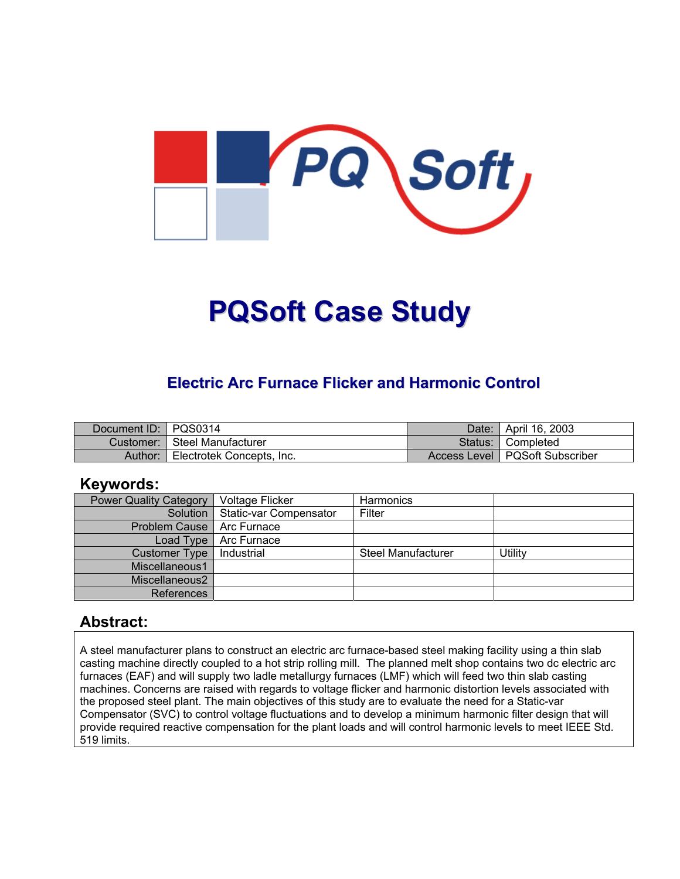# PQSoft Case Study

## Electric Arc Furnace Flicker and Harmonic Control

| Document ID: | PQS0314 | Date: | April 16, 2003 |
|---|---|---|---|
| Customer: | Steel Manufacturer | Status: | Completed |
| Author: | Electrotek Concepts, Inc. | Access Level | PQSoft Subscriber |

## Keywords:

| Power Quality Category | Voltage Flicker | Harmonics | |
|---|---|---|---|
| Solution | Static-var Compensator | Filter | |
| Problem Cause | Arc Furnace | | |
| Load Type | Arc Furnace | | |
| Customer Type | Industrial | Steel Manufacturer | Utility |
| Miscellaneous1 | | | |
| Miscellaneous2 | | | |
| References | | | |

## Abstract:

A steel manufacturer plans to construct an electric arc furnace-based steel making facility using a thin slab casting machine directly coupled to a hot strip rolling mill. The planned melt shop contains two dc electric arc furnaces (EAF) and will supply two ladle metallurgy furnaces (LMF) which will feed two thin slab casting machines. Concerns are raised with regards to voltage flicker and harmonic distortion levels associated with the proposed steel plant. The main objectives of this study are to evaluate the need for a Static-var Compensator (SVC) to control voltage fluctuations and to develop a minimum harmonic filter design that will provide required reactive compensation for the plant loads and will control harmonic levels to meet IEEE Std. 519 limits.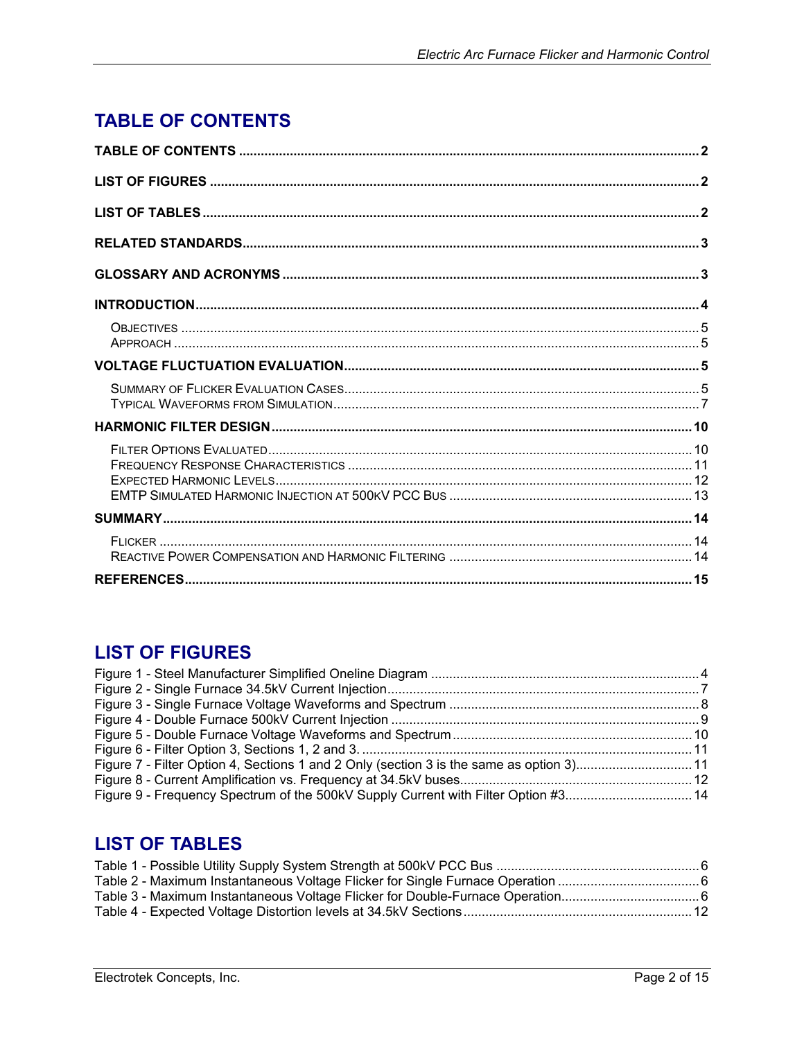# TABLE OF CONTENTS

TABLE OF CONTENTS ..... 2

LIST OF FIGURES ..... 2

LIST OF TABLES ..... 2

RELATED STANDARDS ..... 3

GLOSSARY AND ACRONYMS ..... 3

INTRODUCTION ..... 4

- OBJECTIVES ..... 5
- APPROACH ..... 5

VOLTAGE FLUCTUATION EVALUATION ..... 5

- SUMMARY OF FLICKER EVALUATION CASES ..... 5
- TYPICAL WAVEFORMS FROM SIMULATION ..... 7

HARMONIC FILTER DESIGN ..... 10

- FILTER OPTIONS EVALUATED ..... 10
- FREQUENCY RESPONSE CHARACTERISTICS ..... 11
- EXPECTED HARMONIC LEVELS ..... 12
- EMTP SIMULATED HARMONIC INJECTION AT 500KV PCC BUS ..... 13

SUMMARY ..... 14

- FLICKER ..... 14
- REACTIVE POWER COMPENSATION AND HARMONIC FILTERING ..... 14

REFERENCES ..... 15

# LIST OF FIGURES

Figure 1 - Steel Manufacturer Simplified Oneline Diagram ..... 4
Figure 2 - Single Furnace 34.5kV Current Injection ..... 7
Figure 3 - Single Furnace Voltage Waveforms and Spectrum ..... 8
Figure 4 - Double Furnace 500kV Current Injection ..... 9
Figure 5 - Double Furnace Voltage Waveforms and Spectrum ..... 10
Figure 6 - Filter Option 3, Sections 1, 2 and 3. ..... 11
Figure 7 - Filter Option 4, Sections 1 and 2 Only (section 3 is the same as option 3) ..... 11
Figure 8 - Current Amplification vs. Frequency at 34.5kV buses ..... 12
Figure 9 - Frequency Spectrum of the 500kV Supply Current with Filter Option #3 ..... 14

# LIST OF TABLES

Table 1 - Possible Utility Supply System Strength at 500kV PCC Bus ..... 6
Table 2 - Maximum Instantaneous Voltage Flicker for Single Furnace Operation ..... 6
Table 3 - Maximum Instantaneous Voltage Flicker for Double-Furnace Operation ..... 6
Table 4 - Expected Voltage Distortion levels at 34.5kV Sections ..... 12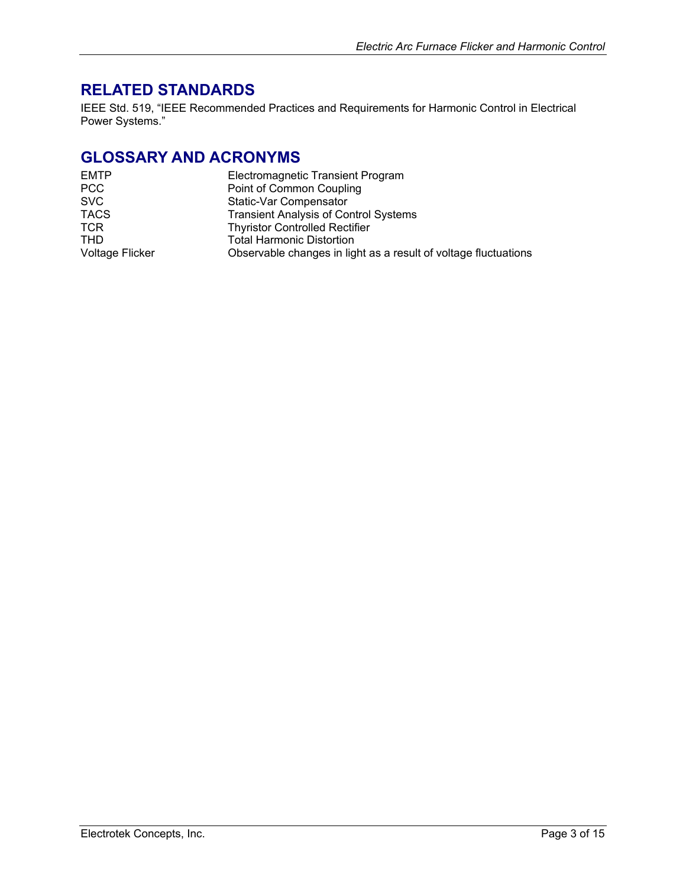## RELATED STANDARDS

IEEE Std. 519, "IEEE Recommended Practices and Requirements for Harmonic Control in Electrical Power Systems."

## GLOSSARY AND ACRONYMS

| | |
|---|---|
| EMTP | Electromagnetic Transient Program |
| PCC | Point of Common Coupling |
| SVC | Static-Var Compensator |
| TACS | Transient Analysis of Control Systems |
| TCR | Thyristor Controlled Rectifier |
| THD | Total Harmonic Distortion |
| Voltage Flicker | Observable changes in light as a result of voltage fluctuations |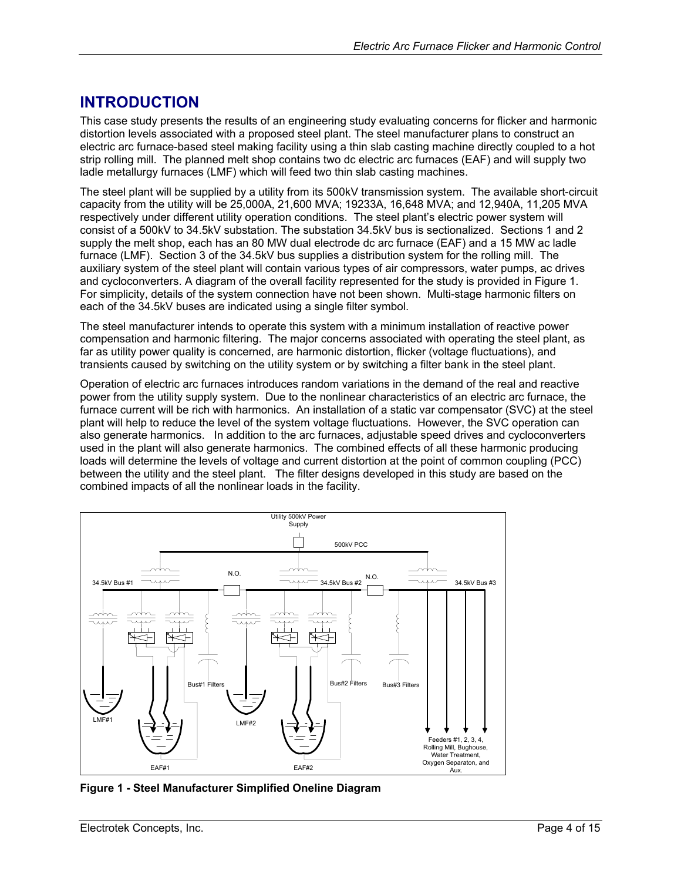## INTRODUCTION

This case study presents the results of an engineering study evaluating concerns for flicker and harmonic distortion levels associated with a proposed steel plant. The steel manufacturer plans to construct an electric arc furnace-based steel making facility using a thin slab casting machine directly coupled to a hot strip rolling mill. The planned melt shop contains two dc electric arc furnaces (EAF) and will supply two ladle metallurgy furnaces (LMF) which will feed two thin slab casting machines.

The steel plant will be supplied by a utility from its 500kV transmission system. The available short-circuit capacity from the utility will be 25,000A, 21,600 MVA; 19233A, 16,648 MVA; and 12,940A, 11,205 MVA respectively under different utility operation conditions. The steel plant's electric power system will consist of a 500kV to 34.5kV substation. The substation 34.5kV bus is sectionalized. Sections 1 and 2 supply the melt shop, each has an 80 MW dual electrode dc arc furnace (EAF) and a 15 MW ac ladle furnace (LMF). Section 3 of the 34.5kV bus supplies a distribution system for the rolling mill. The auxiliary system of the steel plant will contain various types of air compressors, water pumps, ac drives and cycloconverters. A diagram of the overall facility represented for the study is provided in Figure 1. For simplicity, details of the system connection have not been shown. Multi-stage harmonic filters on each of the 34.5kV buses are indicated using a single filter symbol.

The steel manufacturer intends to operate this system with a minimum installation of reactive power compensation and harmonic filtering. The major concerns associated with operating the steel plant, as far as utility power quality is concerned, are harmonic distortion, flicker (voltage fluctuations), and transients caused by switching on the utility system or by switching a filter bank in the steel plant.

Operation of electric arc furnaces introduces random variations in the demand of the real and reactive power from the utility supply system. Due to the nonlinear characteristics of an electric arc furnace, the furnace current will be rich with harmonics. An installation of a static var compensator (SVC) at the steel plant will help to reduce the level of the system voltage fluctuations. However, the SVC operation can also generate harmonics. In addition to the arc furnaces, adjustable speed drives and cycloconverters used in the plant will also generate harmonics. The combined effects of all these harmonic producing loads will determine the levels of voltage and current distortion at the point of common coupling (PCC) between the utility and the steel plant. The filter designs developed in this study are based on the combined impacts of all the nonlinear loads in the facility.

Utility 500kV Power Supply

500kV PCC

34.5kV Bus #1 | N.O. | 34.5kV Bus #2 | N.O. | 34.5kV Bus #3

Bus#1 Filters | Bus#2 Filters | Bus#3 Filters

LMF#1 | LMF#2 | EAF#1 | EAF#2

Feeders #1, 2, 3, 4, Rolling Mill, Bughouse, Water Treatment, Oxygen Separaton, and Aux.

**Figure 1 - Steel Manufacturer Simplified Oneline Diagram**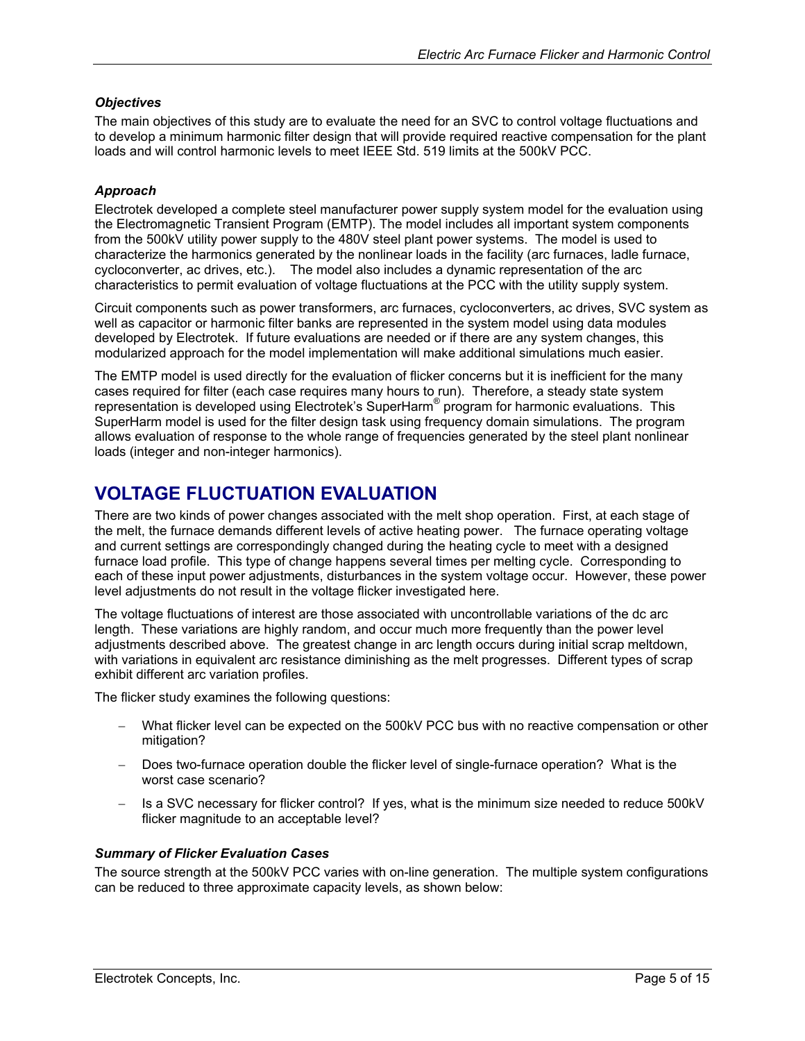### *Objectives*

The main objectives of this study are to evaluate the need for an SVC to control voltage fluctuations and to develop a minimum harmonic filter design that will provide required reactive compensation for the plant loads and will control harmonic levels to meet IEEE Std. 519 limits at the 500kV PCC.

### *Approach*

Electrotek developed a complete steel manufacturer power supply system model for the evaluation using the Electromagnetic Transient Program (EMTP). The model includes all important system components from the 500kV utility power supply to the 480V steel plant power systems. The model is used to characterize the harmonics generated by the nonlinear loads in the facility (arc furnaces, ladle furnace, cycloconverter, ac drives, etc.). The model also includes a dynamic representation of the arc characteristics to permit evaluation of voltage fluctuations at the PCC with the utility supply system.

Circuit components such as power transformers, arc furnaces, cycloconverters, ac drives, SVC system as well as capacitor or harmonic filter banks are represented in the system model using data modules developed by Electrotek. If future evaluations are needed or if there are any system changes, this modularized approach for the model implementation will make additional simulations much easier.

The EMTP model is used directly for the evaluation of flicker concerns but it is inefficient for the many cases required for filter (each case requires many hours to run). Therefore, a steady state system representation is developed using Electrotek's SuperHarm® program for harmonic evaluations. This SuperHarm model is used for the filter design task using frequency domain simulations. The program allows evaluation of response to the whole range of frequencies generated by the steel plant nonlinear loads (integer and non-integer harmonics).

# VOLTAGE FLUCTUATION EVALUATION

There are two kinds of power changes associated with the melt shop operation. First, at each stage of the melt, the furnace demands different levels of active heating power. The furnace operating voltage and current settings are correspondingly changed during the heating cycle to meet with a designed furnace load profile. This type of change happens several times per melting cycle. Corresponding to each of these input power adjustments, disturbances in the system voltage occur. However, these power level adjustments do not result in the voltage flicker investigated here.

The voltage fluctuations of interest are those associated with uncontrollable variations of the dc arc length. These variations are highly random, and occur much more frequently than the power level adjustments described above. The greatest change in arc length occurs during initial scrap meltdown, with variations in equivalent arc resistance diminishing as the melt progresses. Different types of scrap exhibit different arc variation profiles.

The flicker study examines the following questions:

- What flicker level can be expected on the 500kV PCC bus with no reactive compensation or other mitigation?
- Does two-furnace operation double the flicker level of single-furnace operation? What is the worst case scenario?
- Is a SVC necessary for flicker control? If yes, what is the minimum size needed to reduce 500kV flicker magnitude to an acceptable level?

### *Summary of Flicker Evaluation Cases*

The source strength at the 500kV PCC varies with on-line generation. The multiple system configurations can be reduced to three approximate capacity levels, as shown below: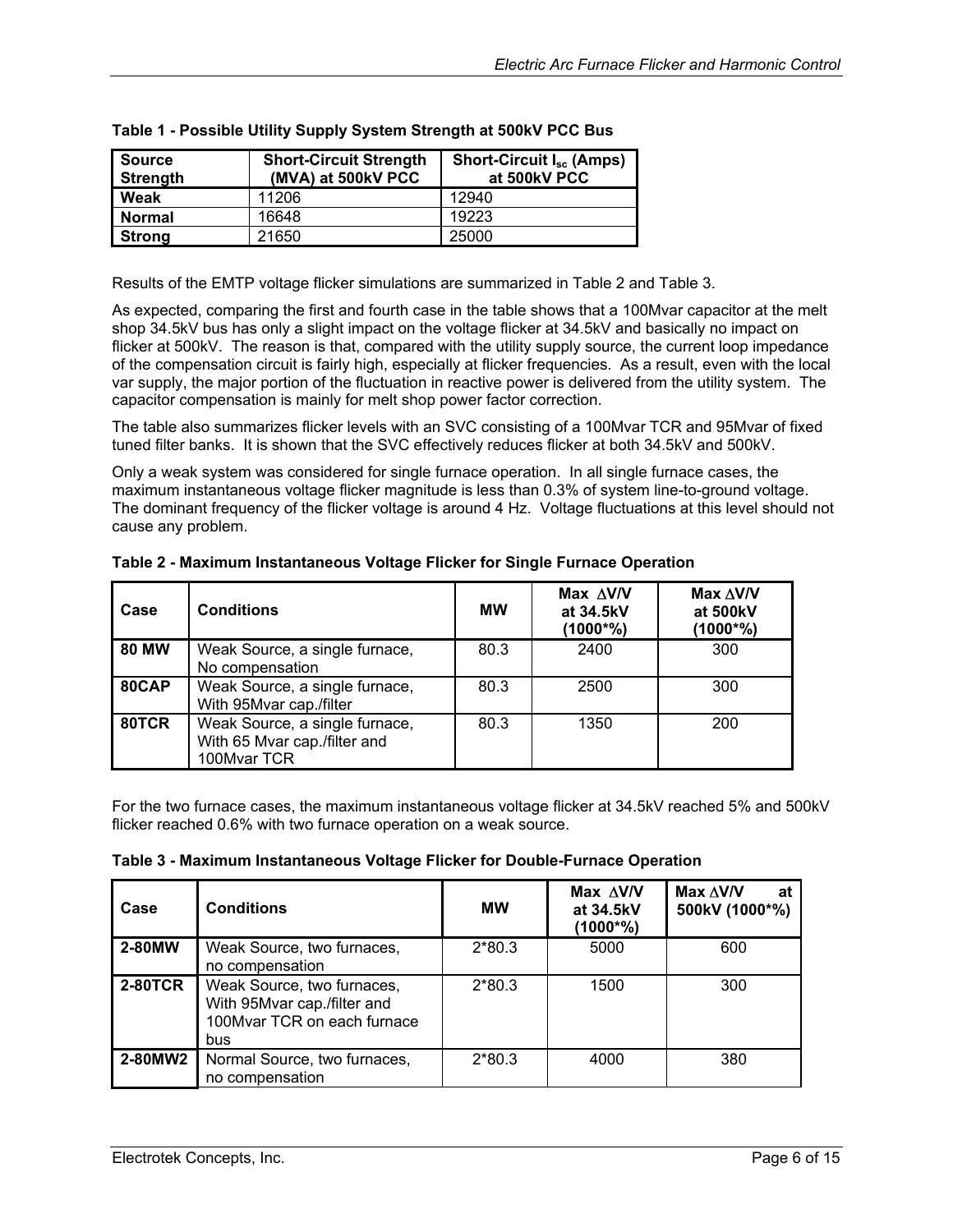**Table 1 - Possible Utility Supply System Strength at 500kV PCC Bus**

| Source Strength | Short-Circuit Strength (MVA) at 500kV PCC | Short-Circuit $I_{sc}$ (Amps) at 500kV PCC |
|---|---|---|
| **Weak** | 11206 | 12940 |
| **Normal** | 16648 | 19223 |
| **Strong** | 21650 | 25000 |

Results of the EMTP voltage flicker simulations are summarized in Table 2 and Table 3.

As expected, comparing the first and fourth case in the table shows that a 100Mvar capacitor at the melt shop 34.5kV bus has only a slight impact on the voltage flicker at 34.5kV and basically no impact on flicker at 500kV. The reason is that, compared with the utility supply source, the current loop impedance of the compensation circuit is fairly high, especially at flicker frequencies. As a result, even with the local var supply, the major portion of the fluctuation in reactive power is delivered from the utility system. The capacitor compensation is mainly for melt shop power factor correction.

The table also summarizes flicker levels with an SVC consisting of a 100Mvar TCR and 95Mvar of fixed tuned filter banks. It is shown that the SVC effectively reduces flicker at both 34.5kV and 500kV.

Only a weak system was considered for single furnace operation. In all single furnace cases, the maximum instantaneous voltage flicker magnitude is less than 0.3% of system line-to-ground voltage. The dominant frequency of the flicker voltage is around 4 Hz. Voltage fluctuations at this level should not cause any problem.

**Table 2 - Maximum Instantaneous Voltage Flicker for Single Furnace Operation**

| Case | Conditions | MW | Max $\Delta$V/V at 34.5kV (1000*%) | Max $\Delta$V/V at 500kV (1000*%) |
|---|---|---|---|---|
| **80 MW** | Weak Source, a single furnace, No compensation | 80.3 | 2400 | 300 |
| **80CAP** | Weak Source, a single furnace, With 95Mvar cap./filter | 80.3 | 2500 | 300 |
| **80TCR** | Weak Source, a single furnace, With 65 Mvar cap./filter and 100Mvar TCR | 80.3 | 1350 | 200 |

For the two furnace cases, the maximum instantaneous voltage flicker at 34.5kV reached 5% and 500kV flicker reached 0.6% with two furnace operation on a weak source.

**Table 3 - Maximum Instantaneous Voltage Flicker for Double-Furnace Operation**

| Case | Conditions | MW | Max $\Delta$V/V at 34.5kV (1000*%) | Max $\Delta$V/V at 500kV (1000*%) |
|---|---|---|---|---|
| **2-80MW** | Weak Source, two furnaces, no compensation | 2*80.3 | 5000 | 600 |
| **2-80TCR** | Weak Source, two furnaces, With 95Mvar cap./filter and 100Mvar TCR on each furnace bus | 2*80.3 | 1500 | 300 |
| **2-80MW2** | Normal Source, two furnaces, no compensation | 2*80.3 | 4000 | 380 |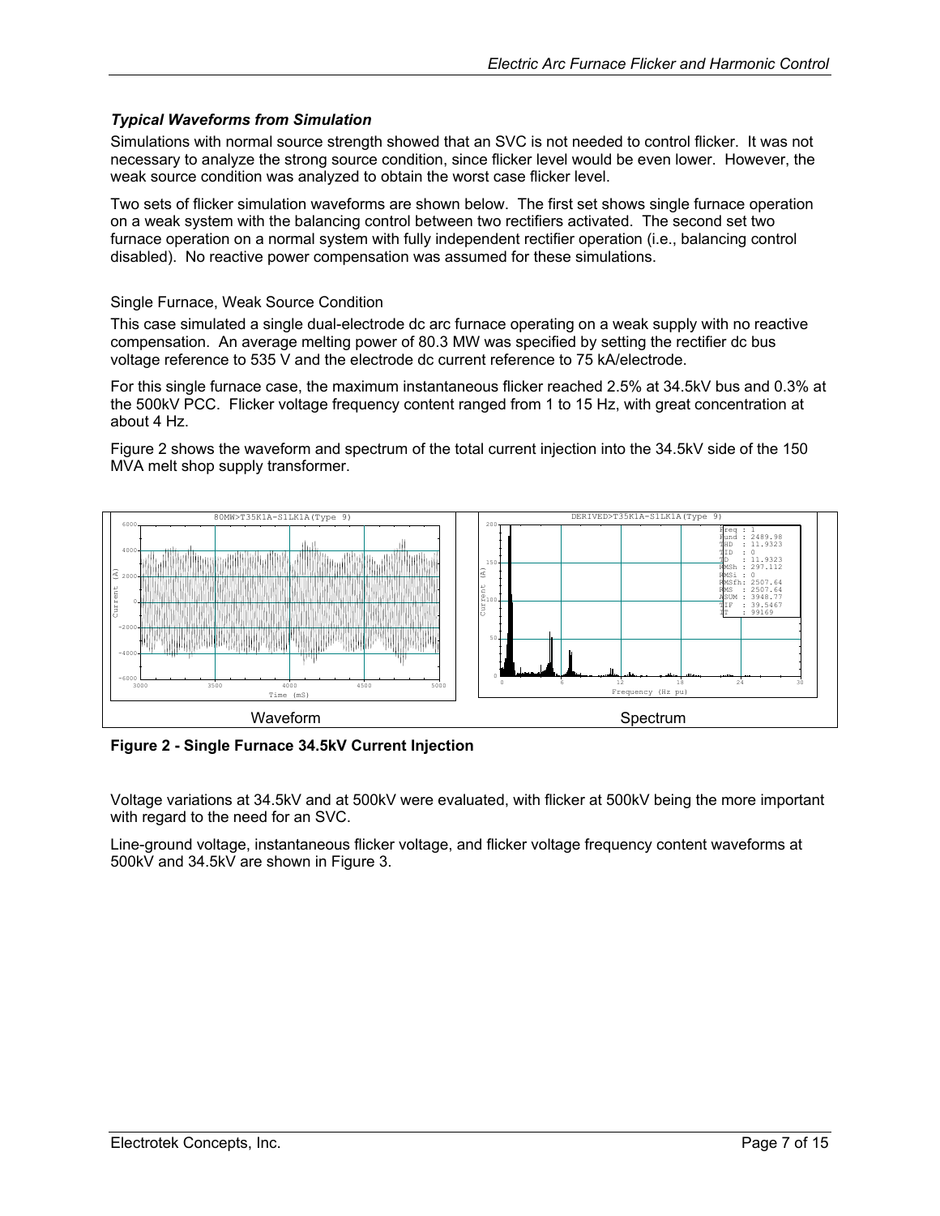### *Typical Waveforms from Simulation*

Simulations with normal source strength showed that an SVC is not needed to control flicker. It was not necessary to analyze the strong source condition, since flicker level would be even lower. However, the weak source condition was analyzed to obtain the worst case flicker level.

Two sets of flicker simulation waveforms are shown below. The first set shows single furnace operation on a weak system with the balancing control between two rectifiers activated. The second set two furnace operation on a normal system with fully independent rectifier operation (i.e., balancing control disabled). No reactive power compensation was assumed for these simulations.

Single Furnace, Weak Source Condition

This case simulated a single dual-electrode dc arc furnace operating on a weak supply with no reactive compensation. An average melting power of 80.3 MW was specified by setting the rectifier dc bus voltage reference to 535 V and the electrode dc current reference to 75 kA/electrode.

For this single furnace case, the maximum instantaneous flicker reached 2.5% at 34.5kV bus and 0.3% at the 500kV PCC. Flicker voltage frequency content ranged from 1 to 15 Hz, with great concentration at about 4 Hz.

Figure 2 shows the waveform and spectrum of the total current injection into the 34.5kV side of the 150 MVA melt shop supply transformer.

Waveform Spectrum

**Figure 2 - Single Furnace 34.5kV Current Injection**

Voltage variations at 34.5kV and at 500kV were evaluated, with flicker at 500kV being the more important with regard to the need for an SVC.

Line-ground voltage, instantaneous flicker voltage, and flicker voltage frequency content waveforms at 500kV and 34.5kV are shown in Figure 3.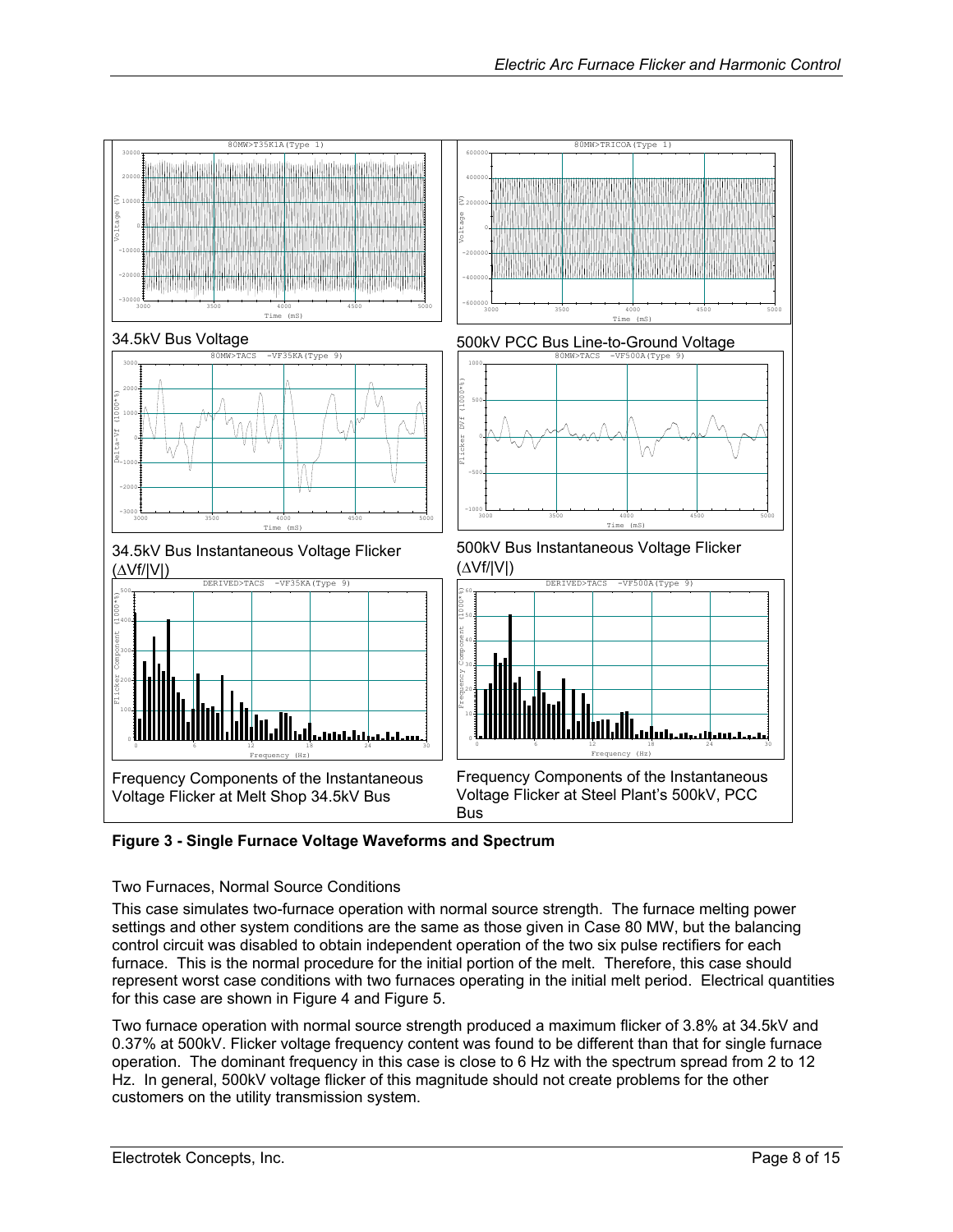34.5kV Bus Voltage

500kV PCC Bus Line-to-Ground Voltage

34.5kV Bus Instantaneous Voltage Flicker ($\Delta Vf/|V|$)

500kV Bus Instantaneous Voltage Flicker ($\Delta Vf/|V|$)

Frequency Components of the Instantaneous Voltage Flicker at Melt Shop 34.5kV Bus

Frequency Components of the Instantaneous Voltage Flicker at Steel Plant's 500kV, PCC Bus

**Figure 3 - Single Furnace Voltage Waveforms and Spectrum**

Two Furnaces, Normal Source Conditions

This case simulates two-furnace operation with normal source strength. The furnace melting power settings and other system conditions are the same as those given in Case 80 MW, but the balancing control circuit was disabled to obtain independent operation of the two six pulse rectifiers for each furnace. This is the normal procedure for the initial portion of the melt. Therefore, this case should represent worst case conditions with two furnaces operating in the initial melt period. Electrical quantities for this case are shown in Figure 4 and Figure 5.

Two furnace operation with normal source strength produced a maximum flicker of 3.8% at 34.5kV and 0.37% at 500kV. Flicker voltage frequency content was found to be different than that for single furnace operation. The dominant frequency in this case is close to 6 Hz with the spectrum spread from 2 to 12 Hz. In general, 500kV voltage flicker of this magnitude should not create problems for the other customers on the utility transmission system.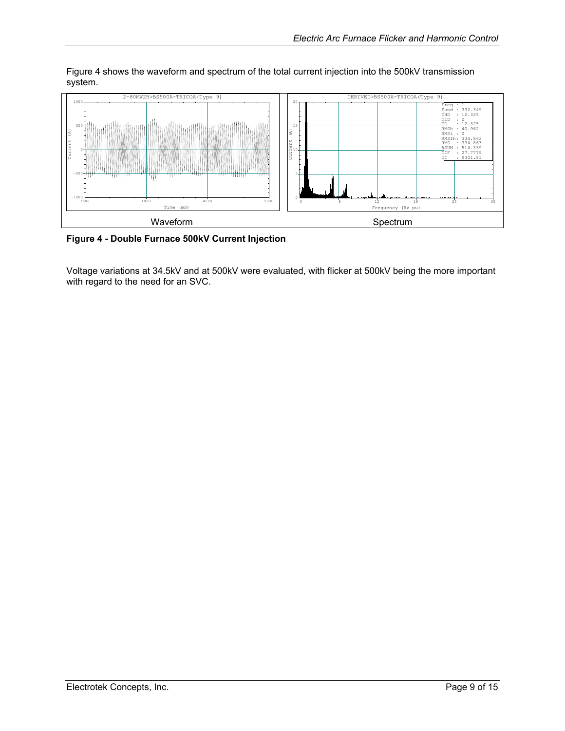Figure 4 shows the waveform and spectrum of the total current injection into the 500kV transmission system.

Waveform | Spectrum

**Figure 4 - Double Furnace 500kV Current Injection**

Voltage variations at 34.5kV and at 500kV were evaluated, with flicker at 500kV being the more important with regard to the need for an SVC.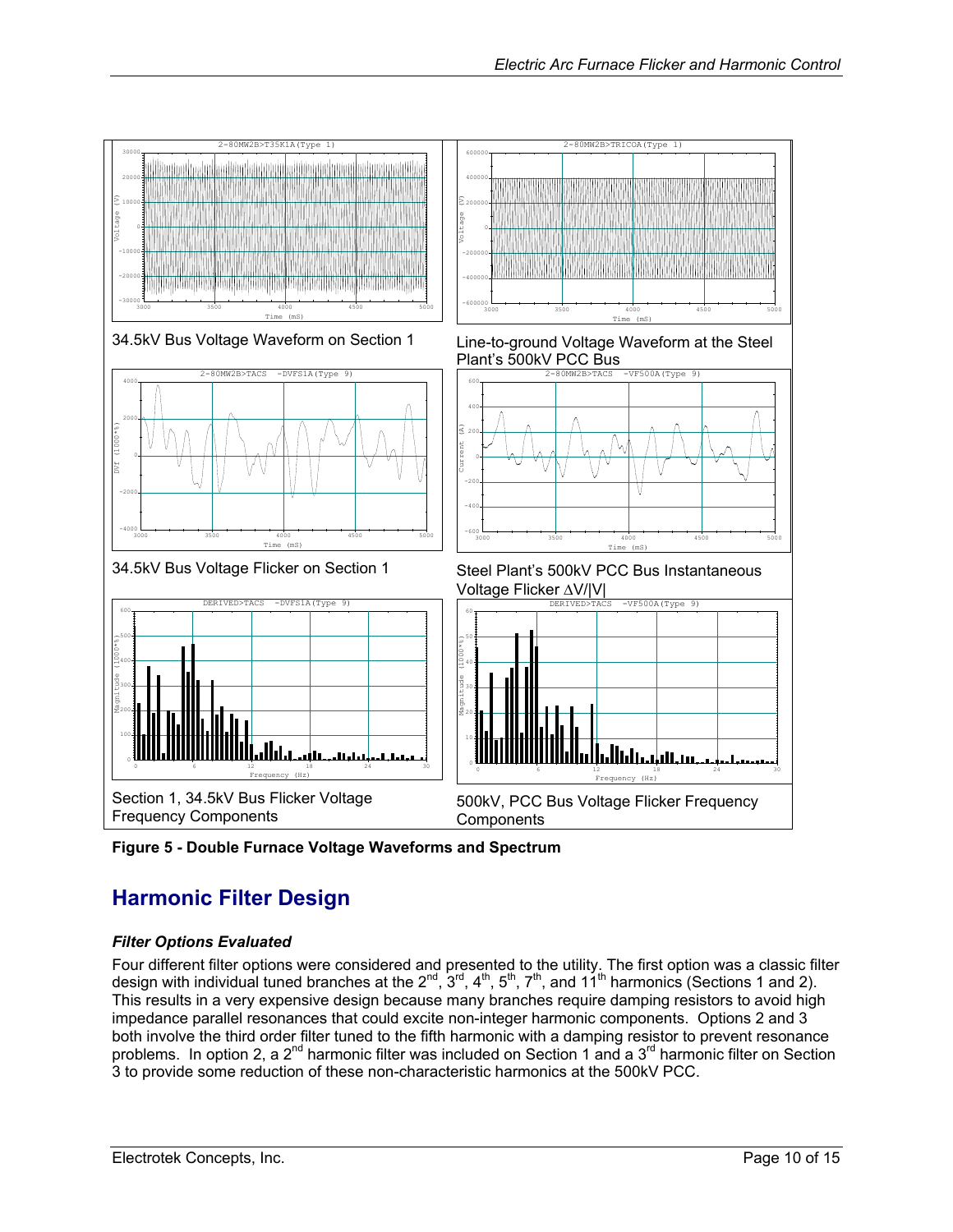34.5kV Bus Voltage Waveform on Section 1

Line-to-ground Voltage Waveform at the Steel Plant's 500kV PCC Bus

34.5kV Bus Voltage Flicker on Section 1

Steel Plant's 500kV PCC Bus Instantaneous Voltage Flicker $\Delta V/|V|$

Section 1, 34.5kV Bus Flicker Voltage Frequency Components

500kV, PCC Bus Voltage Flicker Frequency Components

**Figure 5 - Double Furnace Voltage Waveforms and Spectrum**

## Harmonic Filter Design

### *Filter Options Evaluated*

Four different filter options were considered and presented to the utility. The first option was a classic filter design with individual tuned branches at the 2nd, 3rd, 4th, 5th, 7th, and 11th harmonics (Sections 1 and 2). This results in a very expensive design because many branches require damping resistors to avoid high impedance parallel resonances that could excite non-integer harmonic components. Options 2 and 3 both involve the third order filter tuned to the fifth harmonic with a damping resistor to prevent resonance problems. In option 2, a 2nd harmonic filter was included on Section 1 and a 3rd harmonic filter on Section 3 to provide some reduction of these non-characteristic harmonics at the 500kV PCC.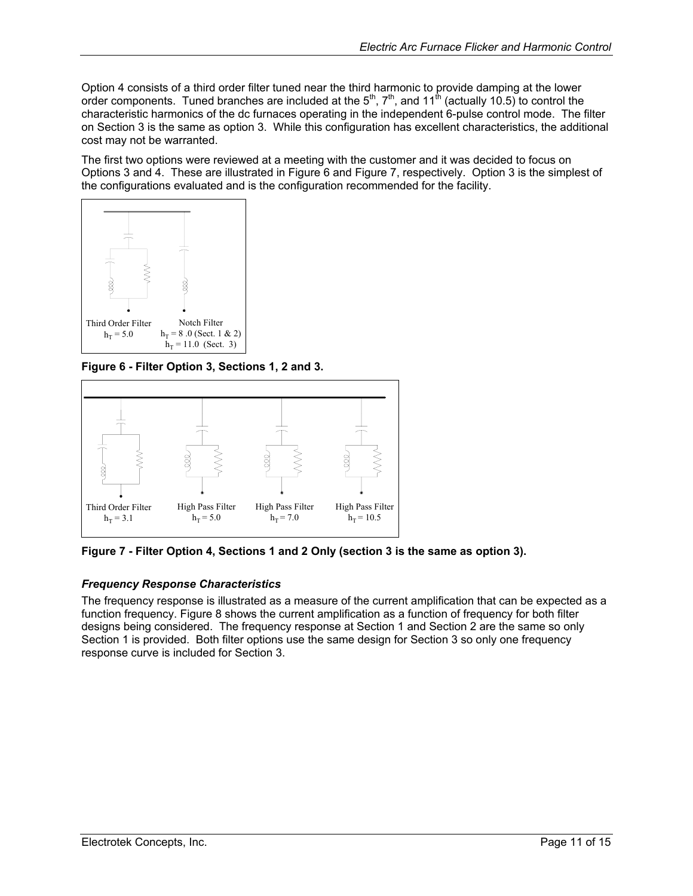Option 4 consists of a third order filter tuned near the third harmonic to provide damping at the lower order components. Tuned branches are included at the 5th, 7th, and 11th (actually 10.5) to control the characteristic harmonics of the dc furnaces operating in the independent 6-pulse control mode. The filter on Section 3 is the same as option 3. While this configuration has excellent characteristics, the additional cost may not be warranted.

The first two options were reviewed at a meeting with the customer and it was decided to focus on Options 3 and 4. These are illustrated in Figure 6 and Figure 7, respectively. Option 3 is the simplest of the configurations evaluated and is the configuration recommended for the facility.

Third Order Filter $h_T = 5.0$

Notch Filter $h_T = 8.0$ (Sect. 1 & 2) $h_T = 11.0$ (Sect. 3)

**Figure 6 - Filter Option 3, Sections 1, 2 and 3.**

Third Order Filter $h_T = 3.1$

High Pass Filter $h_T = 5.0$

High Pass Filter $h_T = 7.0$

High Pass Filter $h_T = 10.5$

**Figure 7 - Filter Option 4, Sections 1 and 2 Only (section 3 is the same as option 3).**

### *Frequency Response Characteristics*

The frequency response is illustrated as a measure of the current amplification that can be expected as a function frequency. Figure 8 shows the current amplification as a function of frequency for both filter designs being considered. The frequency response at Section 1 and Section 2 are the same so only Section 1 is provided. Both filter options use the same design for Section 3 so only one frequency response curve is included for Section 3.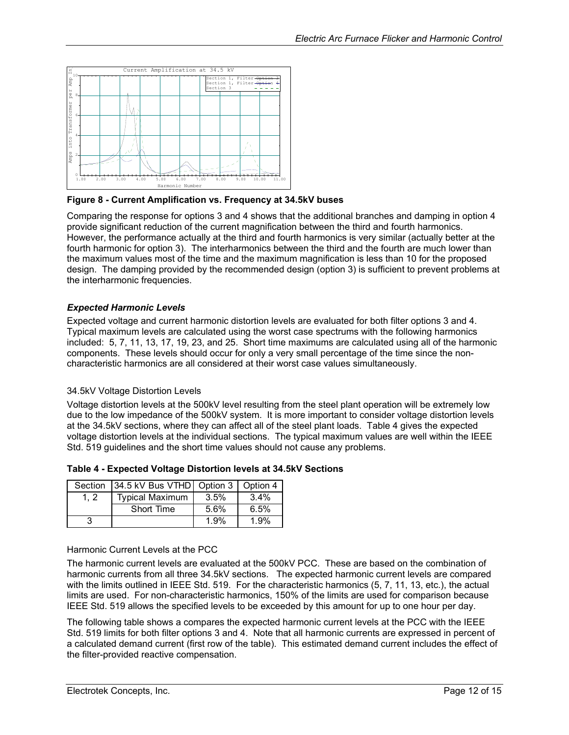**Figure 8 - Current Amplification vs. Frequency at 34.5kV buses**

Comparing the response for options 3 and 4 shows that the additional branches and damping in option 4 provide significant reduction of the current magnification between the third and fourth harmonics. However, the performance actually at the third and fourth harmonics is very similar (actually better at the fourth harmonic for option 3). The interharmonics between the third and the fourth are much lower than the maximum values most of the time and the maximum magnification is less than 10 for the proposed design. The damping provided by the recommended design (option 3) is sufficient to prevent problems at the interharmonic frequencies.

### *Expected Harmonic Levels*

Expected voltage and current harmonic distortion levels are evaluated for both filter options 3 and 4. Typical maximum levels are calculated using the worst case spectrums with the following harmonics included: 5, 7, 11, 13, 17, 19, 23, and 25. Short time maximums are calculated using all of the harmonic components. These levels should occur for only a very small percentage of the time since the non-characteristic harmonics are all considered at their worst case values simultaneously.

#### 34.5kV Voltage Distortion Levels

Voltage distortion levels at the 500kV level resulting from the steel plant operation will be extremely low due to the low impedance of the 500kV system. It is more important to consider voltage distortion levels at the 34.5kV sections, where they can affect all of the steel plant loads. Table 4 gives the expected voltage distortion levels at the individual sections. The typical maximum values are well within the IEEE Std. 519 guidelines and the short time values should not cause any problems.

**Table 4 - Expected Voltage Distortion levels at 34.5kV Sections**

| Section | 34.5 kV Bus VTHD | Option 3 | Option 4 |
|---|---|---|---|
| 1, 2 | Typical Maximum | 3.5% | 3.4% |
| | Short Time | 5.6% | 6.5% |
| 3 | | 1.9% | 1.9% |

#### Harmonic Current Levels at the PCC

The harmonic current levels are evaluated at the 500kV PCC. These are based on the combination of harmonic currents from all three 34.5kV sections. The expected harmonic current levels are compared with the limits outlined in IEEE Std. 519. For the characteristic harmonics (5, 7, 11, 13, etc.), the actual limits are used. For non-characteristic harmonics, 150% of the limits are used for comparison because IEEE Std. 519 allows the specified levels to be exceeded by this amount for up to one hour per day.

The following table shows a compares the expected harmonic current levels at the PCC with the IEEE Std. 519 limits for both filter options 3 and 4. Note that all harmonic currents are expressed in percent of a calculated demand current (first row of the table). This estimated demand current includes the effect of the filter-provided reactive compensation.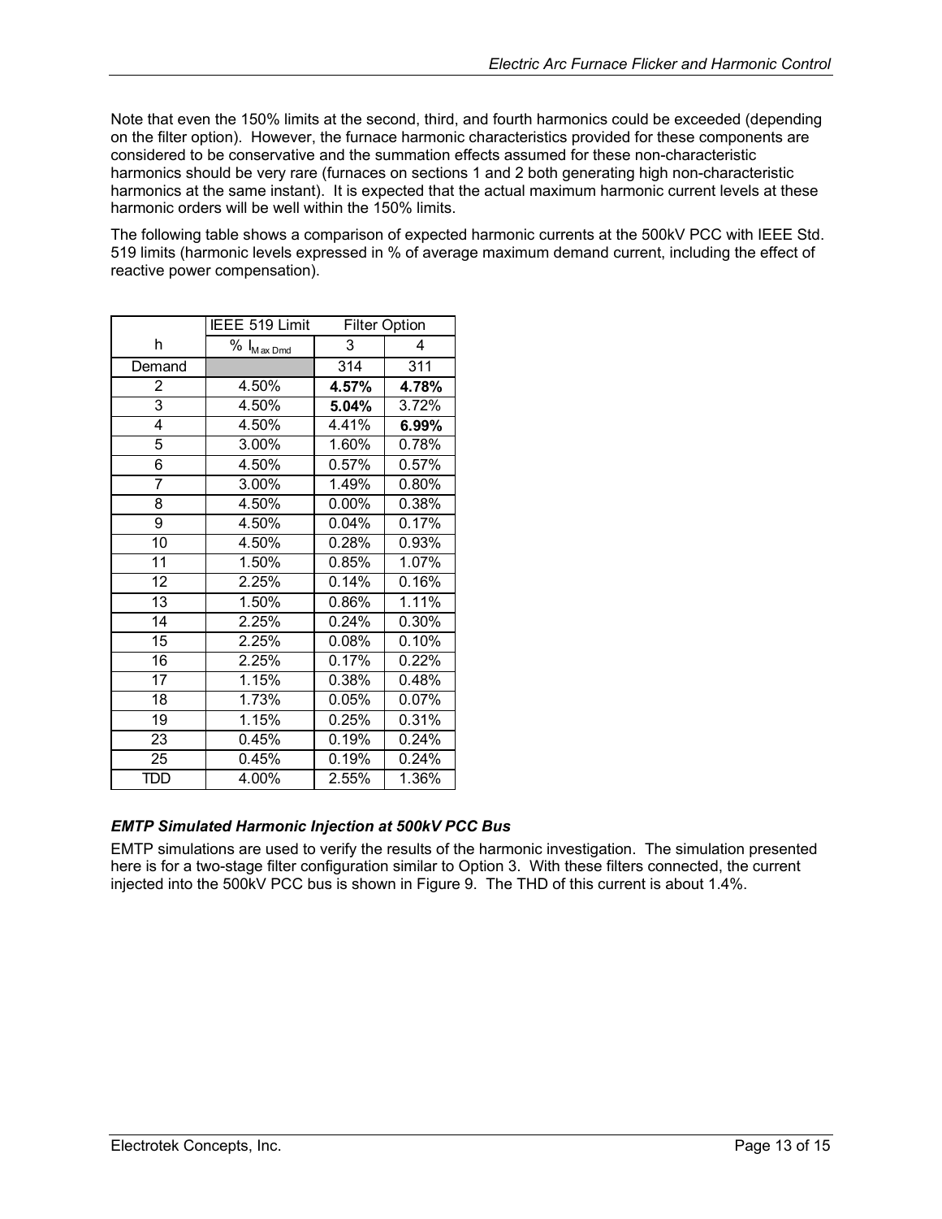Note that even the 150% limits at the second, third, and fourth harmonics could be exceeded (depending on the filter option). However, the furnace harmonic characteristics provided for these components are considered to be conservative and the summation effects assumed for these non-characteristic harmonics should be very rare (furnaces on sections 1 and 2 both generating high non-characteristic harmonics at the same instant). It is expected that the actual maximum harmonic current levels at these harmonic orders will be well within the 150% limits.

The following table shows a comparison of expected harmonic currents at the 500kV PCC with IEEE Std. 519 limits (harmonic levels expressed in % of average maximum demand current, including the effect of reactive power compensation).

| | IEEE 519 Limit | Filter Option | |
|---|---|---|---|
| h | % $I_{Max\ Dmd}$ | 3 | 4 |
| Demand | | 314 | 311 |
| 2 | 4.50% | **4.57%** | **4.78%** |
| 3 | 4.50% | **5.04%** | 3.72% |
| 4 | 4.50% | 4.41% | **6.99%** |
| 5 | 3.00% | 1.60% | 0.78% |
| 6 | 4.50% | 0.57% | 0.57% |
| 7 | 3.00% | 1.49% | 0.80% |
| 8 | 4.50% | 0.00% | 0.38% |
| 9 | 4.50% | 0.04% | 0.17% |
| 10 | 4.50% | 0.28% | 0.93% |
| 11 | 1.50% | 0.85% | 1.07% |
| 12 | 2.25% | 0.14% | 0.16% |
| 13 | 1.50% | 0.86% | 1.11% |
| 14 | 2.25% | 0.24% | 0.30% |
| 15 | 2.25% | 0.08% | 0.10% |
| 16 | 2.25% | 0.17% | 0.22% |
| 17 | 1.15% | 0.38% | 0.48% |
| 18 | 1.73% | 0.05% | 0.07% |
| 19 | 1.15% | 0.25% | 0.31% |
| 23 | 0.45% | 0.19% | 0.24% |
| 25 | 0.45% | 0.19% | 0.24% |
| TDD | 4.00% | 2.55% | 1.36% |

### *EMTP Simulated Harmonic Injection at 500kV PCC Bus*

EMTP simulations are used to verify the results of the harmonic investigation. The simulation presented here is for a two-stage filter configuration similar to Option 3. With these filters connected, the current injected into the 500kV PCC bus is shown in Figure 9. The THD of this current is about 1.4%.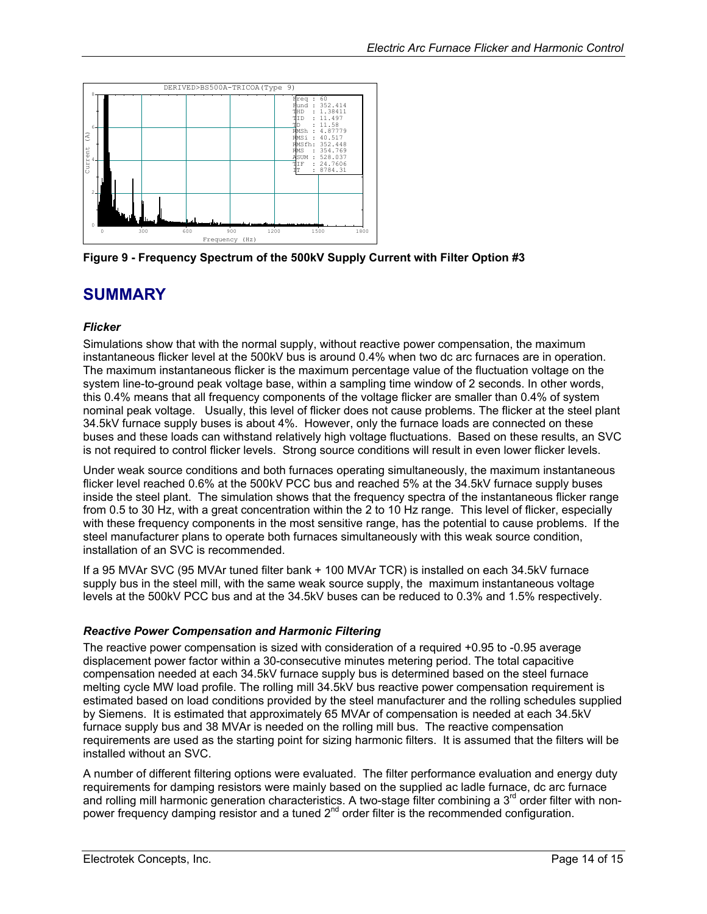Figure 9 - Frequency Spectrum of the 500kV Supply Current with Filter Option #3

## SUMMARY

### *Flicker*

Simulations show that with the normal supply, without reactive power compensation, the maximum instantaneous flicker level at the 500kV bus is around 0.4% when two dc arc furnaces are in operation. The maximum instantaneous flicker is the maximum percentage value of the fluctuation voltage on the system line-to-ground peak voltage base, within a sampling time window of 2 seconds. In other words, this 0.4% means that all frequency components of the voltage flicker are smaller than 0.4% of system nominal peak voltage. Usually, this level of flicker does not cause problems. The flicker at the steel plant 34.5kV furnace supply buses is about 4%. However, only the furnace loads are connected on these buses and these loads can withstand relatively high voltage fluctuations. Based on these results, an SVC is not required to control flicker levels. Strong source conditions will result in even lower flicker levels.

Under weak source conditions and both furnaces operating simultaneously, the maximum instantaneous flicker level reached 0.6% at the 500kV PCC bus and reached 5% at the 34.5kV furnace supply buses inside the steel plant. The simulation shows that the frequency spectra of the instantaneous flicker range from 0.5 to 30 Hz, with a great concentration within the 2 to 10 Hz range. This level of flicker, especially with these frequency components in the most sensitive range, has the potential to cause problems. If the steel manufacturer plans to operate both furnaces simultaneously with this weak source condition, installation of an SVC is recommended.

If a 95 MVAr SVC (95 MVAr tuned filter bank + 100 MVAr TCR) is installed on each 34.5kV furnace supply bus in the steel mill, with the same weak source supply, the maximum instantaneous voltage levels at the 500kV PCC bus and at the 34.5kV buses can be reduced to 0.3% and 1.5% respectively.

### *Reactive Power Compensation and Harmonic Filtering*

The reactive power compensation is sized with consideration of a required +0.95 to -0.95 average displacement power factor within a 30-consecutive minutes metering period. The total capacitive compensation needed at each 34.5kV furnace supply bus is determined based on the steel furnace melting cycle MW load profile. The rolling mill 34.5kV bus reactive power compensation requirement is estimated based on load conditions provided by the steel manufacturer and the rolling schedules supplied by Siemens. It is estimated that approximately 65 MVAr of compensation is needed at each 34.5kV furnace supply bus and 38 MVAr is needed on the rolling mill bus. The reactive compensation requirements are used as the starting point for sizing harmonic filters. It is assumed that the filters will be installed without an SVC.

A number of different filtering options were evaluated. The filter performance evaluation and energy duty requirements for damping resistors were mainly based on the supplied ac ladle furnace, dc arc furnace and rolling mill harmonic generation characteristics. A two-stage filter combining a 3rd order filter with non-power frequency damping resistor and a tuned 2nd order filter is the recommended configuration.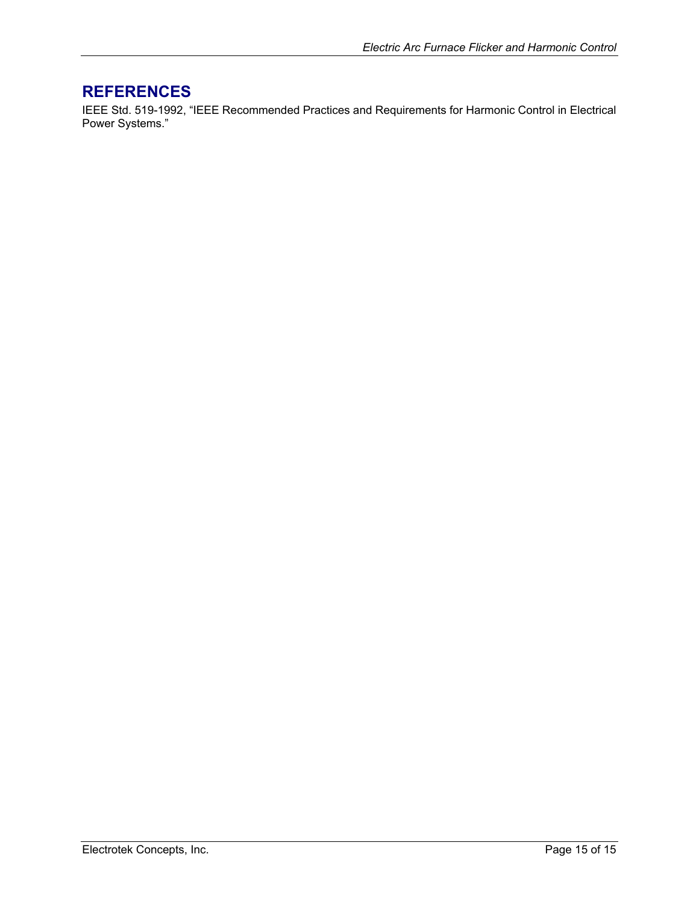## REFERENCES

IEEE Std. 519-1992, "IEEE Recommended Practices and Requirements for Harmonic Control in Electrical Power Systems."